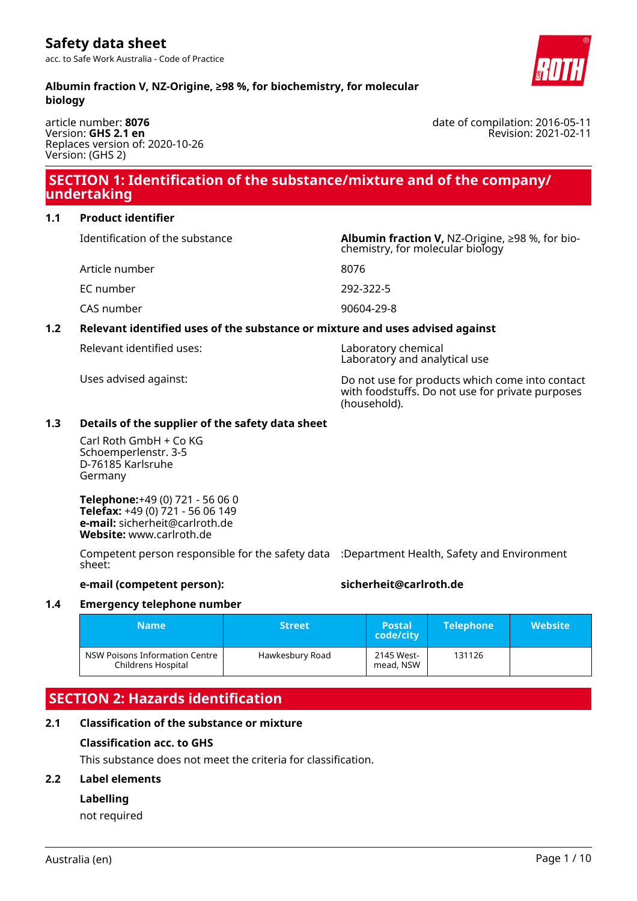# Safety data sheet

acc. to Safe Work Australia - Code of Practice

**Albumin fraction V, NZ-Origine, ≥98 %, for biochemistry, for molecular biology**

article number: **8076**
Version: **GHS 2.1 en**
Replaces version of: 2020-10-26
Version: (GHS 2)

date of compilation: 2016-05-11
Revision: 2021-02-11

## SECTION 1: Identification of the substance/mixture and of the company/undertaking

### 1.1 Product identifier

| | |
|---|---|
| Identification of the substance | **Albumin fraction V,** NZ-Origine, ≥98 %, for biochemistry, for molecular biology |
| Article number | 8076 |
| EC number | 292-322-5 |
| CAS number | 90604-29-8 |

### 1.2 Relevant identified uses of the substance or mixture and uses advised against

| | |
|---|---|
| Relevant identified uses: | Laboratory chemical<br>Laboratory and analytical use |
| Uses advised against: | Do not use for products which come into contact with foodstuffs. Do not use for private purposes (household). |

### 1.3 Details of the supplier of the safety data sheet

Carl Roth GmbH + Co KG
Schoemperlenstr. 3-5
D-76185 Karlsruhe
Germany

**Telephone:**+49 (0) 721 - 56 06 0
**Telefax:** +49 (0) 721 - 56 06 149
**e-mail:** sicherheit@carlroth.de
**Website:** www.carlroth.de

Competent person responsible for the safety data sheet: :Department Health, Safety and Environment

**e-mail (competent person):** **sicherheit@carlroth.de**

### 1.4 Emergency telephone number

| Name | Street | Postal code/city | Telephone | Website |
|---|---|---|---|---|
| NSW Poisons Information Centre Childrens Hospital | Hawkesbury Road | 2145 Westmead, NSW | 131126 | |

## SECTION 2: Hazards identification

### 2.1 Classification of the substance or mixture

**Classification acc. to GHS**

This substance does not meet the criteria for classification.

### 2.2 Label elements

**Labelling**

not required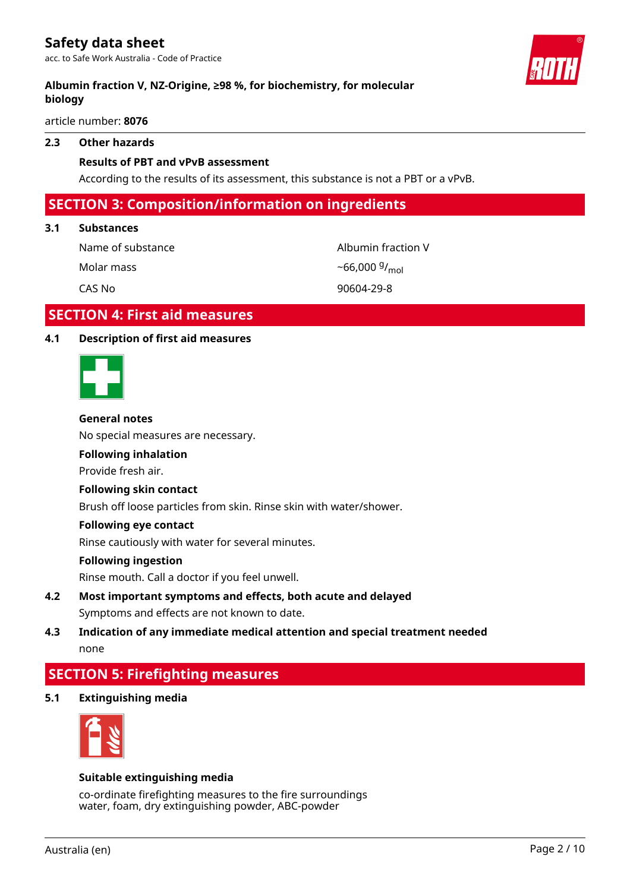### 2.3 Other hazards

**Results of PBT and vPvB assessment**

According to the results of its assessment, this substance is not a PBT or a vPvB.

## SECTION 3: Composition/information on ingredients

### 3.1 Substances

| | |
|---|---|
| Name of substance | Albumin fraction V |
| Molar mass | ~66,000 $^{g}/_{mol}$ |
| CAS No | 90604-29-8 |

## SECTION 4: First aid measures

### 4.1 Description of first aid measures

**General notes**

No special measures are necessary.

**Following inhalation**

Provide fresh air.

**Following skin contact**

Brush off loose particles from skin. Rinse skin with water/shower.

**Following eye contact**

Rinse cautiously with water for several minutes.

**Following ingestion**

Rinse mouth. Call a doctor if you feel unwell.

### 4.2 Most important symptoms and effects, both acute and delayed

Symptoms and effects are not known to date.

### 4.3 Indication of any immediate medical attention and special treatment needed

none

## SECTION 5: Firefighting measures

### 5.1 Extinguishing media

**Suitable extinguishing media**

co-ordinate firefighting measures to the fire surroundings
water, foam, dry extinguishing powder, ABC-powder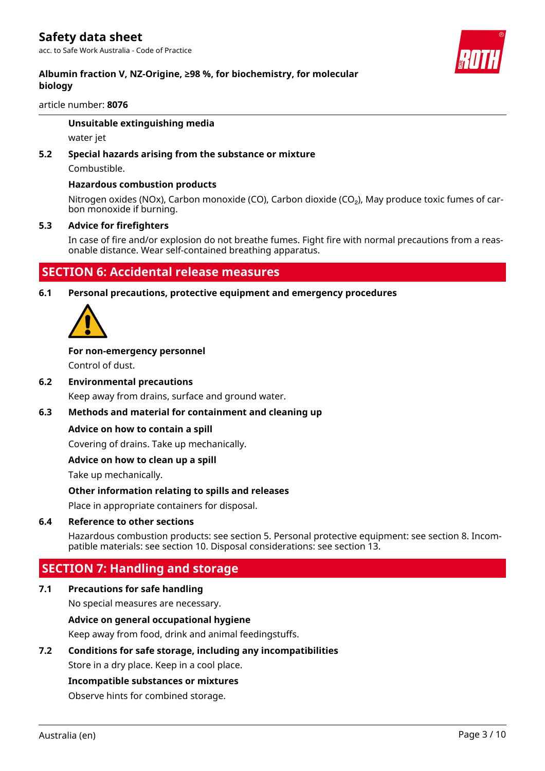**Unsuitable extinguishing media**

water jet

**5.2 Special hazards arising from the substance or mixture**

Combustible.

**Hazardous combustion products**

Nitrogen oxides (NOx), Carbon monoxide (CO), Carbon dioxide ($CO_2$), May produce toxic fumes of carbon monoxide if burning.

**5.3 Advice for firefighters**

In case of fire and/or explosion do not breathe fumes. Fight fire with normal precautions from a reasonable distance. Wear self-contained breathing apparatus.

## SECTION 6: Accidental release measures

**6.1 Personal precautions, protective equipment and emergency procedures**

**For non-emergency personnel**

Control of dust.

**6.2 Environmental precautions**

Keep away from drains, surface and ground water.

**6.3 Methods and material for containment and cleaning up**

**Advice on how to contain a spill**

Covering of drains. Take up mechanically.

**Advice on how to clean up a spill**

Take up mechanically.

**Other information relating to spills and releases**

Place in appropriate containers for disposal.

**6.4 Reference to other sections**

Hazardous combustion products: see section 5. Personal protective equipment: see section 8. Incompatible materials: see section 10. Disposal considerations: see section 13.

## SECTION 7: Handling and storage

**7.1 Precautions for safe handling**

No special measures are necessary.

**Advice on general occupational hygiene**

Keep away from food, drink and animal feedingstuffs.

**7.2 Conditions for safe storage, including any incompatibilities**

Store in a dry place. Keep in a cool place.

**Incompatible substances or mixtures**

Observe hints for combined storage.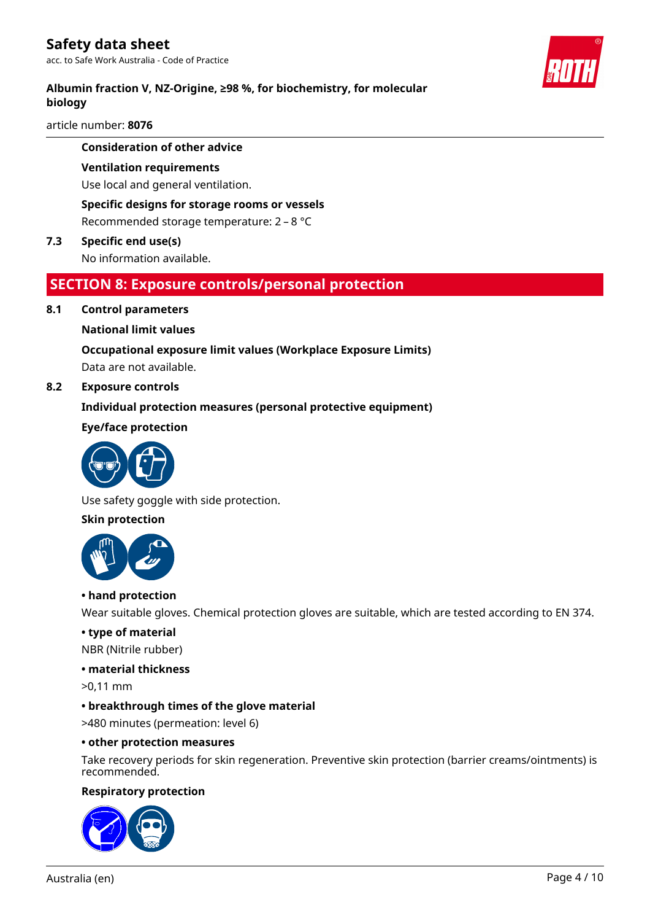**Consideration of other advice**

**Ventilation requirements**

Use local and general ventilation.

**Specific designs for storage rooms or vessels**

Recommended storage temperature: 2 – 8 °C

**7.3 Specific end use(s)**

No information available.

## SECTION 8: Exposure controls/personal protection

**8.1 Control parameters**

**National limit values**

**Occupational exposure limit values (Workplace Exposure Limits)**

Data are not available.

**8.2 Exposure controls**

**Individual protection measures (personal protective equipment)**

**Eye/face protection**

Use safety goggle with side protection.

**Skin protection**

**• hand protection**

Wear suitable gloves. Chemical protection gloves are suitable, which are tested according to EN 374.

**• type of material**

NBR (Nitrile rubber)

**• material thickness**

>0,11 mm

**• breakthrough times of the glove material**

>480 minutes (permeation: level 6)

**• other protection measures**

Take recovery periods for skin regeneration. Preventive skin protection (barrier creams/ointments) is recommended.

**Respiratory protection**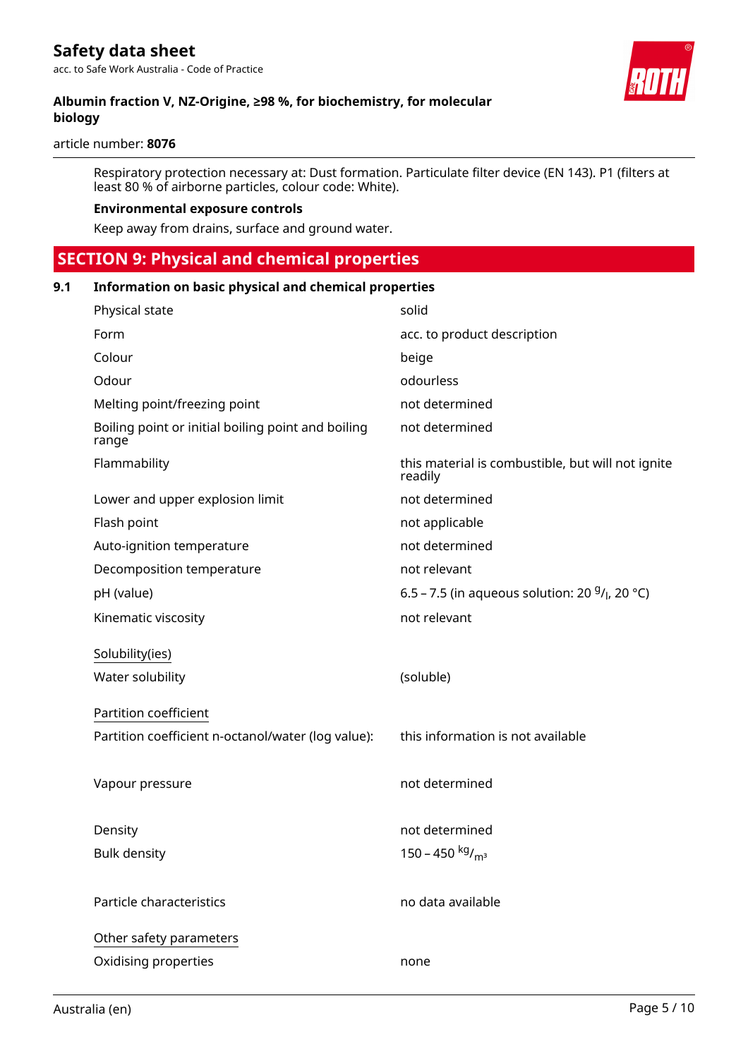Respiratory protection necessary at: Dust formation. Particulate filter device (EN 143). P1 (filters at least 80 % of airborne particles, colour code: White).

**Environmental exposure controls**

Keep away from drains, surface and ground water.

## SECTION 9: Physical and chemical properties

### 9.1 Information on basic physical and chemical properties

| Property | Value |
|---|---|
| Physical state | solid |
| Form | acc. to product description |
| Colour | beige |
| Odour | odourless |
| Melting point/freezing point | not determined |
| Boiling point or initial boiling point and boiling range | not determined |
| Flammability | this material is combustible, but will not ignite readily |
| Lower and upper explosion limit | not determined |
| Flash point | not applicable |
| Auto-ignition temperature | not determined |
| Decomposition temperature | not relevant |
| pH (value) | 6.5 – 7.5 (in aqueous solution: 20 $^{g}/_{l}$, 20 °C) |
| Kinematic viscosity | not relevant |

Solubility(ies)

| Property | Value |
|---|---|
| Water solubility | (soluble) |

Partition coefficient

| Property | Value |
|---|---|
| Partition coefficient n-octanol/water (log value): | this information is not available |
| Vapour pressure | not determined |
| Density | not determined |
| Bulk density | 150 – 450 $^{kg}/_{m^3}$ |
| Particle characteristics | no data available |

Other safety parameters

| Property | Value |
|---|---|
| Oxidising properties | none |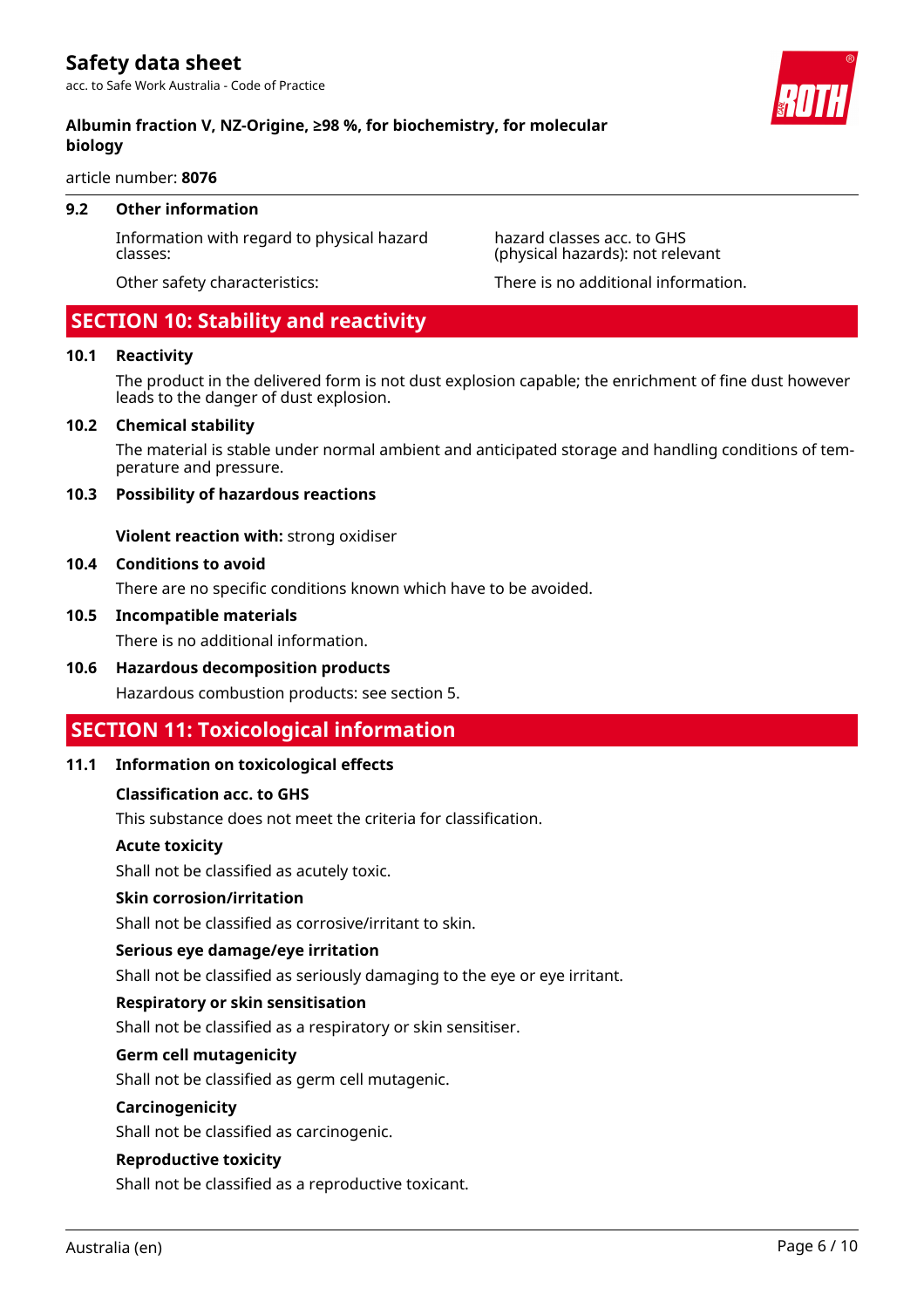### 9.2 Other information

Information with regard to physical hazard classes: hazard classes acc. to GHS (physical hazards): not relevant

Other safety characteristics: There is no additional information.

## SECTION 10: Stability and reactivity

### 10.1 Reactivity

The product in the delivered form is not dust explosion capable; the enrichment of fine dust however leads to the danger of dust explosion.

### 10.2 Chemical stability

The material is stable under normal ambient and anticipated storage and handling conditions of temperature and pressure.

### 10.3 Possibility of hazardous reactions

**Violent reaction with:** strong oxidiser

### 10.4 Conditions to avoid

There are no specific conditions known which have to be avoided.

### 10.5 Incompatible materials

There is no additional information.

### 10.6 Hazardous decomposition products

Hazardous combustion products: see section 5.

## SECTION 11: Toxicological information

### 11.1 Information on toxicological effects

**Classification acc. to GHS**

This substance does not meet the criteria for classification.

**Acute toxicity**

Shall not be classified as acutely toxic.

**Skin corrosion/irritation**

Shall not be classified as corrosive/irritant to skin.

**Serious eye damage/eye irritation**

Shall not be classified as seriously damaging to the eye or eye irritant.

**Respiratory or skin sensitisation**

Shall not be classified as a respiratory or skin sensitiser.

**Germ cell mutagenicity**

Shall not be classified as germ cell mutagenic.

**Carcinogenicity**

Shall not be classified as carcinogenic.

**Reproductive toxicity**

Shall not be classified as a reproductive toxicant.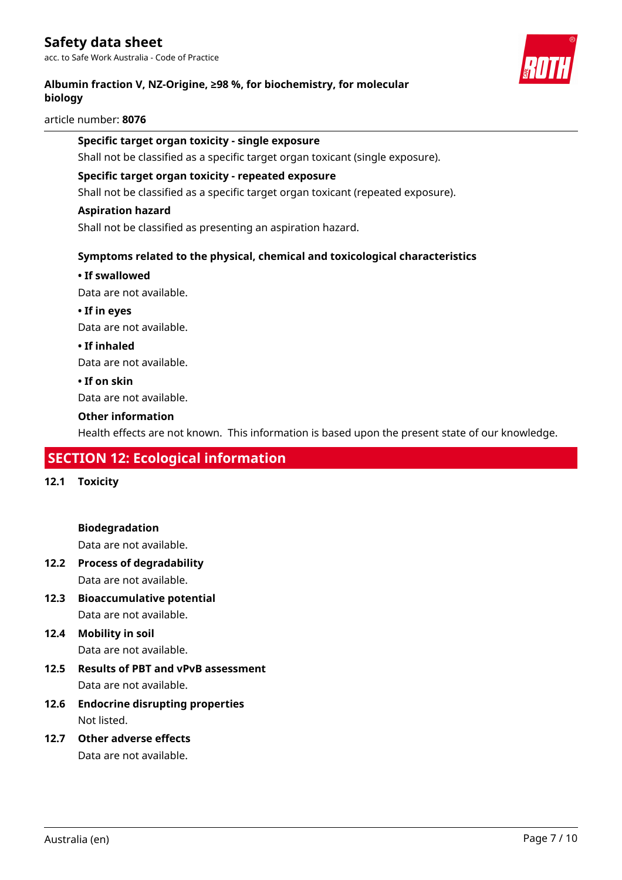**Specific target organ toxicity - single exposure**

Shall not be classified as a specific target organ toxicant (single exposure).

**Specific target organ toxicity - repeated exposure**

Shall not be classified as a specific target organ toxicant (repeated exposure).

**Aspiration hazard**

Shall not be classified as presenting an aspiration hazard.

**Symptoms related to the physical, chemical and toxicological characteristics**

**• If swallowed**

Data are not available.

**• If in eyes**

Data are not available.

**• If inhaled**

Data are not available.

**• If on skin**

Data are not available.

**Other information**

Health effects are not known. This information is based upon the present state of our knowledge.

## SECTION 12: Ecological information

### 12.1 Toxicity

**Biodegradation**

Data are not available.

### 12.2 Process of degradability

Data are not available.

### 12.3 Bioaccumulative potential

Data are not available.

### 12.4 Mobility in soil

Data are not available.

### 12.5 Results of PBT and vPvB assessment

Data are not available.

### 12.6 Endocrine disrupting properties

Not listed.

### 12.7 Other adverse effects

Data are not available.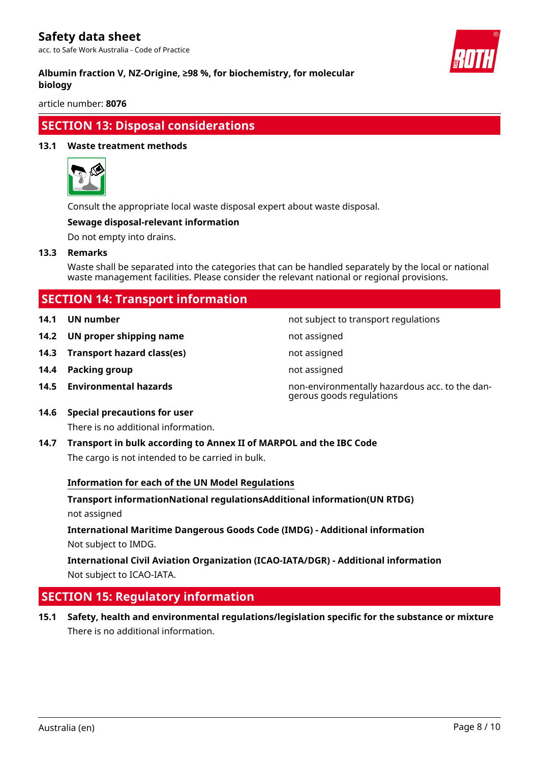## SECTION 13: Disposal considerations

### 13.1 Waste treatment methods

Consult the appropriate local waste disposal expert about waste disposal.

**Sewage disposal-relevant information**

Do not empty into drains.

### 13.3 Remarks

Waste shall be separated into the categories that can be handled separately by the local or national waste management facilities. Please consider the relevant national or regional provisions.

## SECTION 14: Transport information

| | | |
|---|---|---|
| **14.1** | **UN number** | not subject to transport regulations |
| **14.2** | **UN proper shipping name** | not assigned |
| **14.3** | **Transport hazard class(es)** | not assigned |
| **14.4** | **Packing group** | not assigned |
| **14.5** | **Environmental hazards** | non-environmentally hazardous acc. to the dangerous goods regulations |

### 14.6 Special precautions for user

There is no additional information.

### 14.7 Transport in bulk according to Annex II of MARPOL and the IBC Code

The cargo is not intended to be carried in bulk.

**Information for each of the UN Model Regulations**

**Transport informationNational regulationsAdditional information(UN RTDG)**

not assigned

**International Maritime Dangerous Goods Code (IMDG) - Additional information**

Not subject to IMDG.

**International Civil Aviation Organization (ICAO-IATA/DGR) - Additional information**

Not subject to ICAO-IATA.

## SECTION 15: Regulatory information

### 15.1 Safety, health and environmental regulations/legislation specific for the substance or mixture

There is no additional information.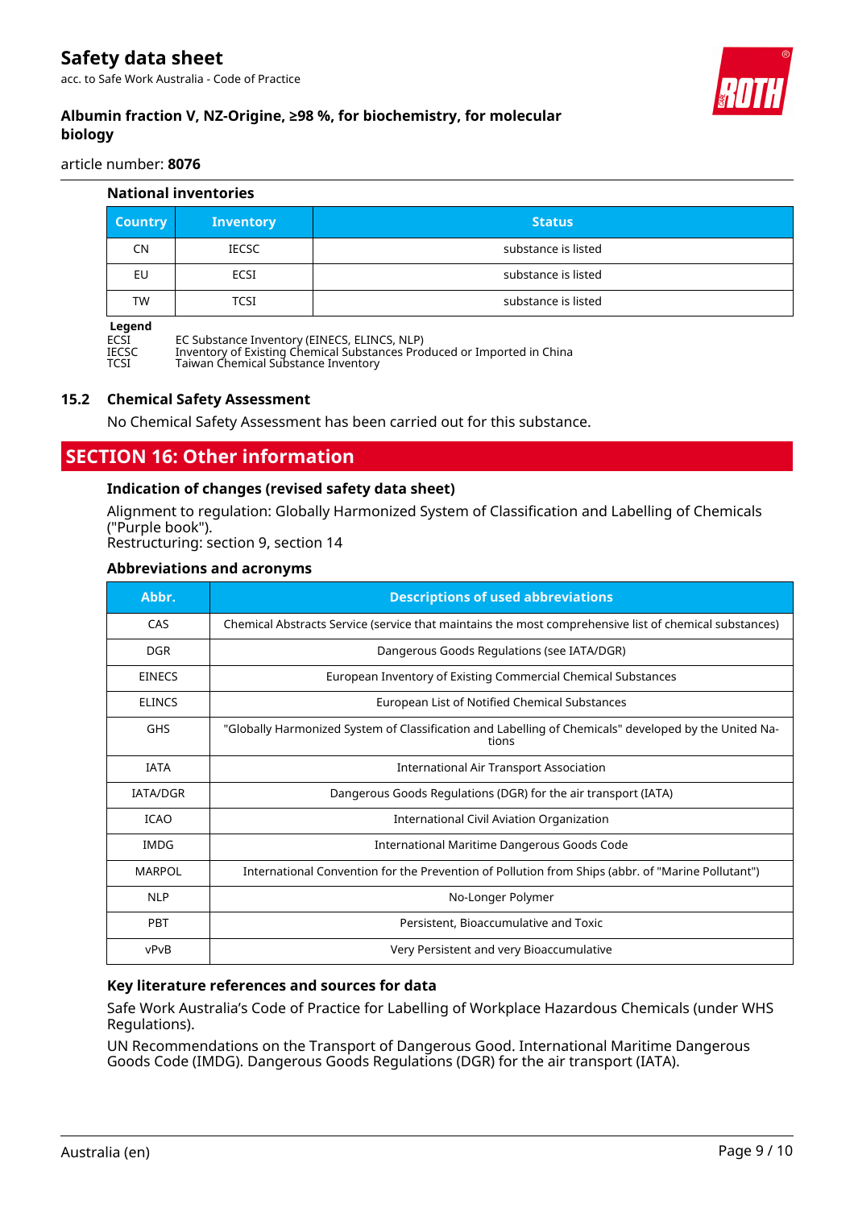### National inventories

| Country | Inventory | Status |
|---|---|---|
| CN | IECSC | substance is listed |
| EU | ECSI | substance is listed |
| TW | TCSI | substance is listed |

**Legend**

ECSI EC Substance Inventory (EINECS, ELINCS, NLP)
IECSC Inventory of Existing Chemical Substances Produced or Imported in China
TCSI Taiwan Chemical Substance Inventory

### 15.2 Chemical Safety Assessment

No Chemical Safety Assessment has been carried out for this substance.

## SECTION 16: Other information

### Indication of changes (revised safety data sheet)

Alignment to regulation: Globally Harmonized System of Classification and Labelling of Chemicals ("Purple book").
Restructuring: section 9, section 14

### Abbreviations and acronyms

| Abbr. | Descriptions of used abbreviations |
|---|---|
| CAS | Chemical Abstracts Service (service that maintains the most comprehensive list of chemical substances) |
| DGR | Dangerous Goods Regulations (see IATA/DGR) |
| EINECS | European Inventory of Existing Commercial Chemical Substances |
| ELINCS | European List of Notified Chemical Substances |
| GHS | "Globally Harmonized System of Classification and Labelling of Chemicals" developed by the United Nations |
| IATA | International Air Transport Association |
| IATA/DGR | Dangerous Goods Regulations (DGR) for the air transport (IATA) |
| ICAO | International Civil Aviation Organization |
| IMDG | International Maritime Dangerous Goods Code |
| MARPOL | International Convention for the Prevention of Pollution from Ships (abbr. of "Marine Pollutant") |
| NLP | No-Longer Polymer |
| PBT | Persistent, Bioaccumulative and Toxic |
| vPvB | Very Persistent and very Bioaccumulative |

### Key literature references and sources for data

Safe Work Australia's Code of Practice for Labelling of Workplace Hazardous Chemicals (under WHS Regulations).

UN Recommendations on the Transport of Dangerous Good. International Maritime Dangerous Goods Code (IMDG). Dangerous Goods Regulations (DGR) for the air transport (IATA).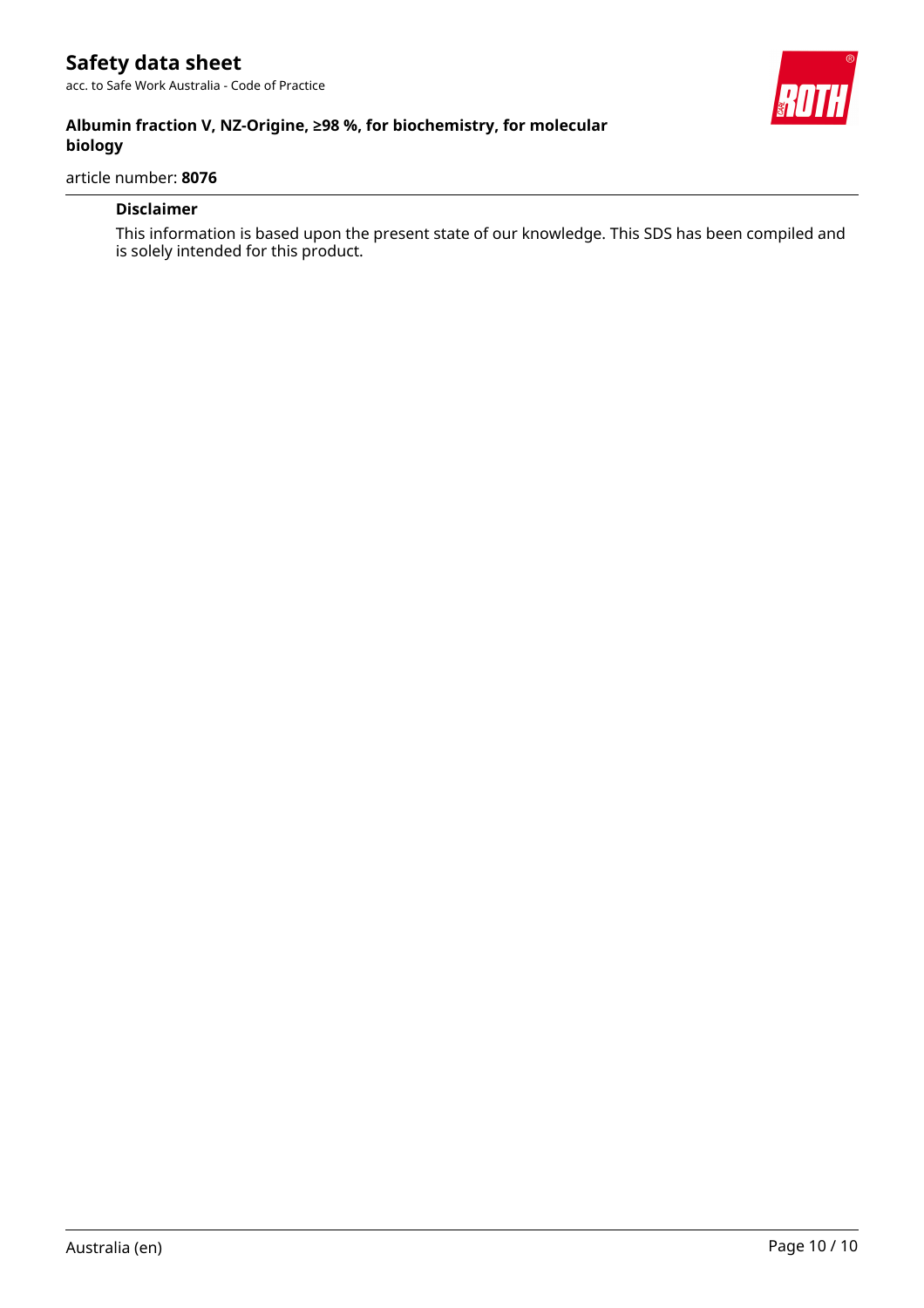### Disclaimer

This information is based upon the present state of our knowledge. This SDS has been compiled and is solely intended for this product.